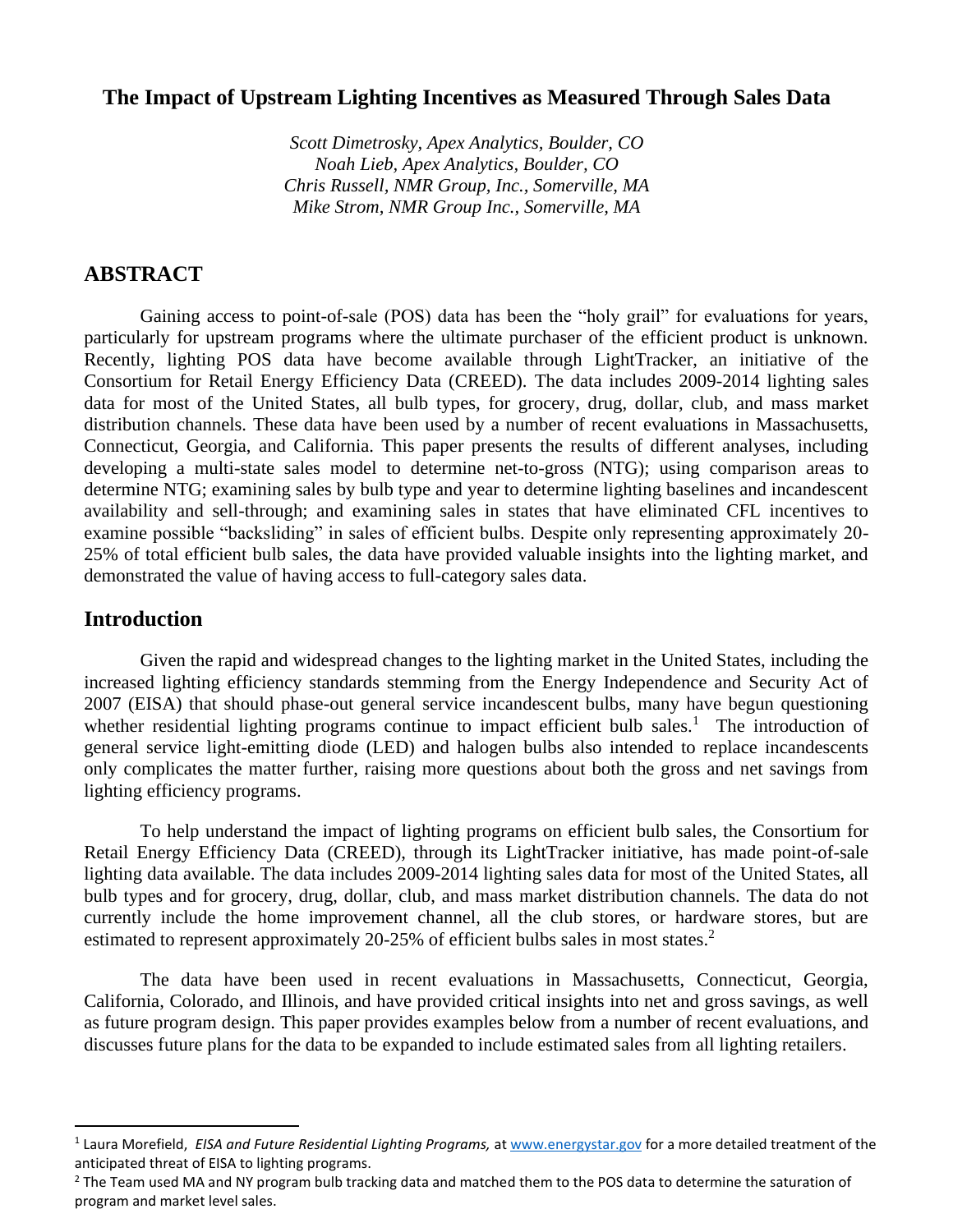# The Impact of Upstream Lighting Incentives as Measured Through Sales Data

*Scott Dimetrosky, Apex Analytics, Boulder, CO*
*Noah Lieb, Apex Analytics, Boulder, CO*
*Chris Russell, NMR Group, Inc., Somerville, MA*
*Mike Strom, NMR Group Inc., Somerville, MA*

## ABSTRACT

Gaining access to point-of-sale (POS) data has been the "holy grail" for evaluations for years, particularly for upstream programs where the ultimate purchaser of the efficient product is unknown. Recently, lighting POS data have become available through LightTracker, an initiative of the Consortium for Retail Energy Efficiency Data (CREED). The data includes 2009-2014 lighting sales data for most of the United States, all bulb types, for grocery, drug, dollar, club, and mass market distribution channels. These data have been used by a number of recent evaluations in Massachusetts, Connecticut, Georgia, and California. This paper presents the results of different analyses, including developing a multi-state sales model to determine net-to-gross (NTG); using comparison areas to determine NTG; examining sales by bulb type and year to determine lighting baselines and incandescent availability and sell-through; and examining sales in states that have eliminated CFL incentives to examine possible "backsliding" in sales of efficient bulbs. Despite only representing approximately 20-25% of total efficient bulb sales, the data have provided valuable insights into the lighting market, and demonstrated the value of having access to full-category sales data.

## Introduction

Given the rapid and widespread changes to the lighting market in the United States, including the increased lighting efficiency standards stemming from the Energy Independence and Security Act of 2007 (EISA) that should phase-out general service incandescent bulbs, many have begun questioning whether residential lighting programs continue to impact efficient bulb sales.[1] The introduction of general service light-emitting diode (LED) and halogen bulbs also intended to replace incandescents only complicates the matter further, raising more questions about both the gross and net savings from lighting efficiency programs.

To help understand the impact of lighting programs on efficient bulb sales, the Consortium for Retail Energy Efficiency Data (CREED), through its LightTracker initiative, has made point-of-sale lighting data available. The data includes 2009-2014 lighting sales data for most of the United States, all bulb types and for grocery, drug, dollar, club, and mass market distribution channels. The data do not currently include the home improvement channel, all the club stores, or hardware stores, but are estimated to represent approximately 20-25% of efficient bulbs sales in most states.[2]

The data have been used in recent evaluations in Massachusetts, Connecticut, Georgia, California, Colorado, and Illinois, and have provided critical insights into net and gross savings, as well as future program design. This paper provides examples below from a number of recent evaluations, and discusses future plans for the data to be expanded to include estimated sales from all lighting retailers.

---

[1] Laura Morefield, *EISA and Future Residential Lighting Programs,* at www.energystar.gov for a more detailed treatment of the anticipated threat of EISA to lighting programs.

[2] The Team used MA and NY program bulb tracking data and matched them to the POS data to determine the saturation of program and market level sales.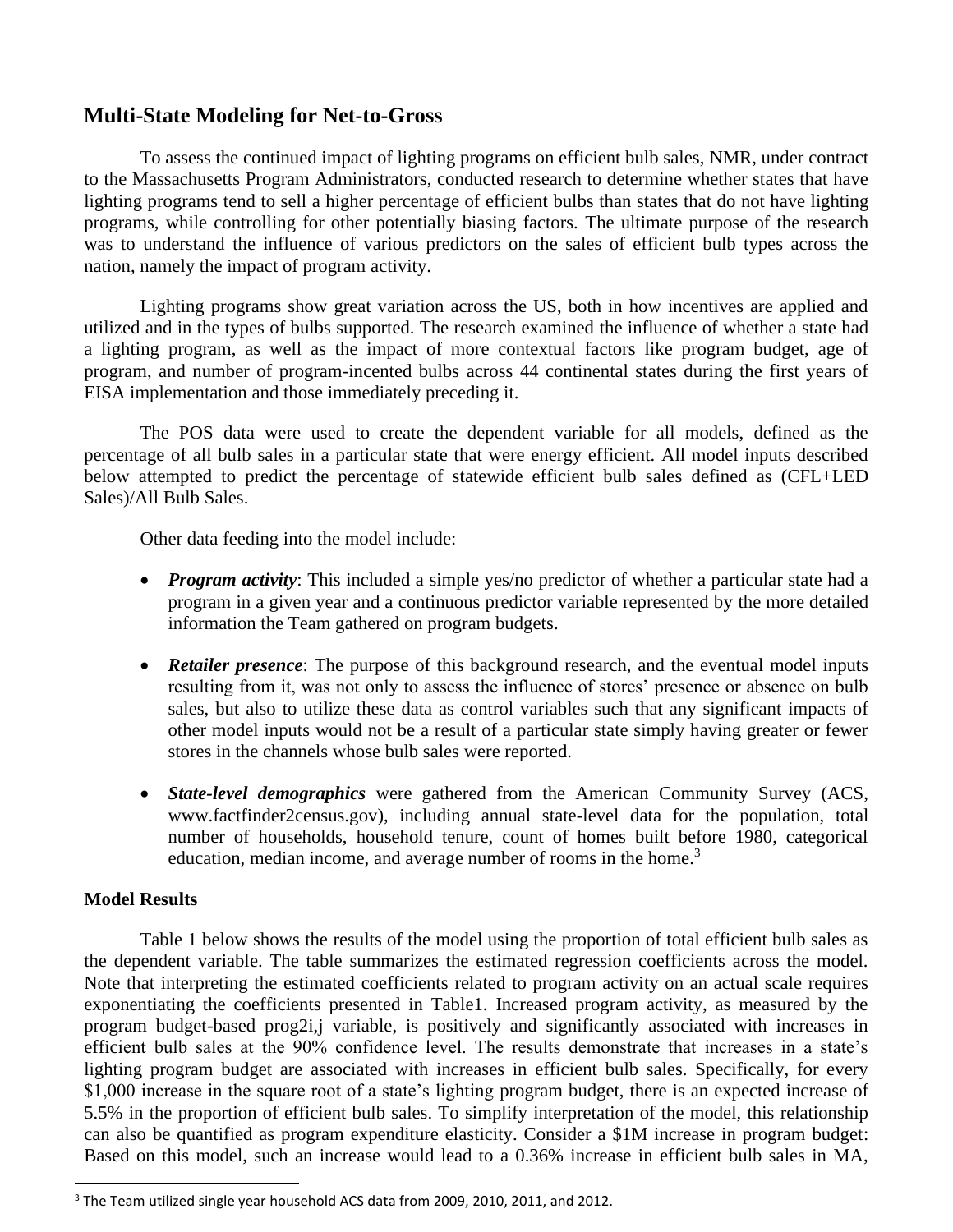## Multi-State Modeling for Net-to-Gross

To assess the continued impact of lighting programs on efficient bulb sales, NMR, under contract to the Massachusetts Program Administrators, conducted research to determine whether states that have lighting programs tend to sell a higher percentage of efficient bulbs than states that do not have lighting programs, while controlling for other potentially biasing factors. The ultimate purpose of the research was to understand the influence of various predictors on the sales of efficient bulb types across the nation, namely the impact of program activity.

Lighting programs show great variation across the US, both in how incentives are applied and utilized and in the types of bulbs supported. The research examined the influence of whether a state had a lighting program, as well as the impact of more contextual factors like program budget, age of program, and number of program-incented bulbs across 44 continental states during the first years of EISA implementation and those immediately preceding it.

The POS data were used to create the dependent variable for all models, defined as the percentage of all bulb sales in a particular state that were energy efficient. All model inputs described below attempted to predict the percentage of statewide efficient bulb sales defined as (CFL+LED Sales)/All Bulb Sales.

Other data feeding into the model include:

- ***Program activity***: This included a simple yes/no predictor of whether a particular state had a program in a given year and a continuous predictor variable represented by the more detailed information the Team gathered on program budgets.
- ***Retailer presence***: The purpose of this background research, and the eventual model inputs resulting from it, was not only to assess the influence of stores' presence or absence on bulb sales, but also to utilize these data as control variables such that any significant impacts of other model inputs would not be a result of a particular state simply having greater or fewer stores in the channels whose bulb sales were reported.
- ***State-level demographics*** were gathered from the American Community Survey (ACS, www.factfinder2census.gov), including annual state-level data for the population, total number of households, household tenure, count of homes built before 1980, categorical education, median income, and average number of rooms in the home.[3]

### Model Results

Table 1 below shows the results of the model using the proportion of total efficient bulb sales as the dependent variable. The table summarizes the estimated regression coefficients across the model. Note that interpreting the estimated coefficients related to program activity on an actual scale requires exponentiating the coefficients presented in Table1. Increased program activity, as measured by the program budget-based $prog2_{i,j}$ variable, is positively and significantly associated with increases in efficient bulb sales at the 90% confidence level. The results demonstrate that increases in a state's lighting program budget are associated with increases in efficient bulb sales. Specifically, for every \$1,000 increase in the square root of a state's lighting program budget, there is an expected increase of 5.5% in the proportion of efficient bulb sales. To simplify interpretation of the model, this relationship can also be quantified as program expenditure elasticity. Consider a \$1M increase in program budget: Based on this model, such an increase would lead to a 0.36% increase in efficient bulb sales in MA,

[3] The Team utilized single year household ACS data from 2009, 2010, 2011, and 2012.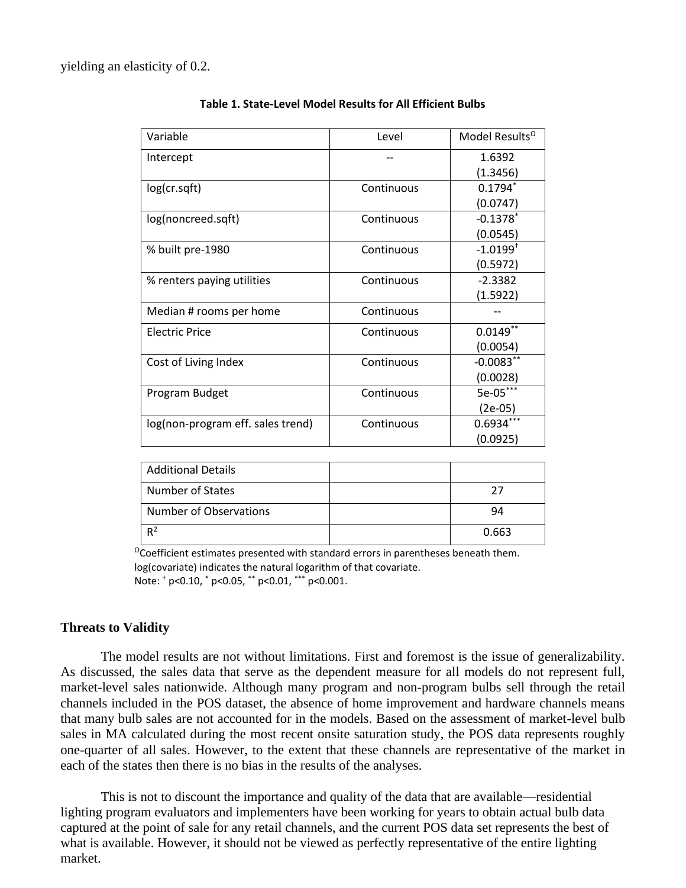yielding an elasticity of 0.2.

**Table 1. State-Level Model Results for All Efficient Bulbs**

| Variable | Level | Model Results$^{\Omega}$ |
|---|---|---|
| Intercept | -- | 1.6392 (1.3456) |
| log(cr.sqft) | Continuous | 0.1794$^{*}$ (0.0747) |
| log(noncreed.sqft) | Continuous | -0.1378$^{*}$ (0.0545) |
| % built pre-1980 | Continuous | -1.0199$^{\dagger}$ (0.5972) |
| % renters paying utilities | Continuous | -2.3382 (1.5922) |
| Median # rooms per home | Continuous | -- |
| Electric Price | Continuous | 0.0149$^{**}$ (0.0054) |
| Cost of Living Index | Continuous | -0.0083$^{**}$ (0.0028) |
| Program Budget | Continuous | 5e-05$^{***}$ (2e-05) |
| log(non-program eff. sales trend) | Continuous | 0.6934$^{***}$ (0.0925) |

| Additional Details | | |
|---|---|---|
| Number of States | | 27 |
| Number of Observations | | 94 |
| $R^2$ | | 0.663 |

$^{\Omega}$Coefficient estimates presented with standard errors in parentheses beneath them.
log(covariate) indicates the natural logarithm of that covariate.
Note: $^{\dagger}$ p<0.10, $^{*}$ p<0.05, $^{**}$ p<0.01, $^{***}$ p<0.001.

### Threats to Validity

The model results are not without limitations. First and foremost is the issue of generalizability. As discussed, the sales data that serve as the dependent measure for all models do not represent full, market-level sales nationwide. Although many program and non-program bulbs sell through the retail channels included in the POS dataset, the absence of home improvement and hardware channels means that many bulb sales are not accounted for in the models. Based on the assessment of market-level bulb sales in MA calculated during the most recent onsite saturation study, the POS data represents roughly one-quarter of all sales. However, to the extent that these channels are representative of the market in each of the states then there is no bias in the results of the analyses.

This is not to discount the importance and quality of the data that are available—residential lighting program evaluators and implementers have been working for years to obtain actual bulb data captured at the point of sale for any retail channels, and the current POS data set represents the best of what is available. However, it should not be viewed as perfectly representative of the entire lighting market.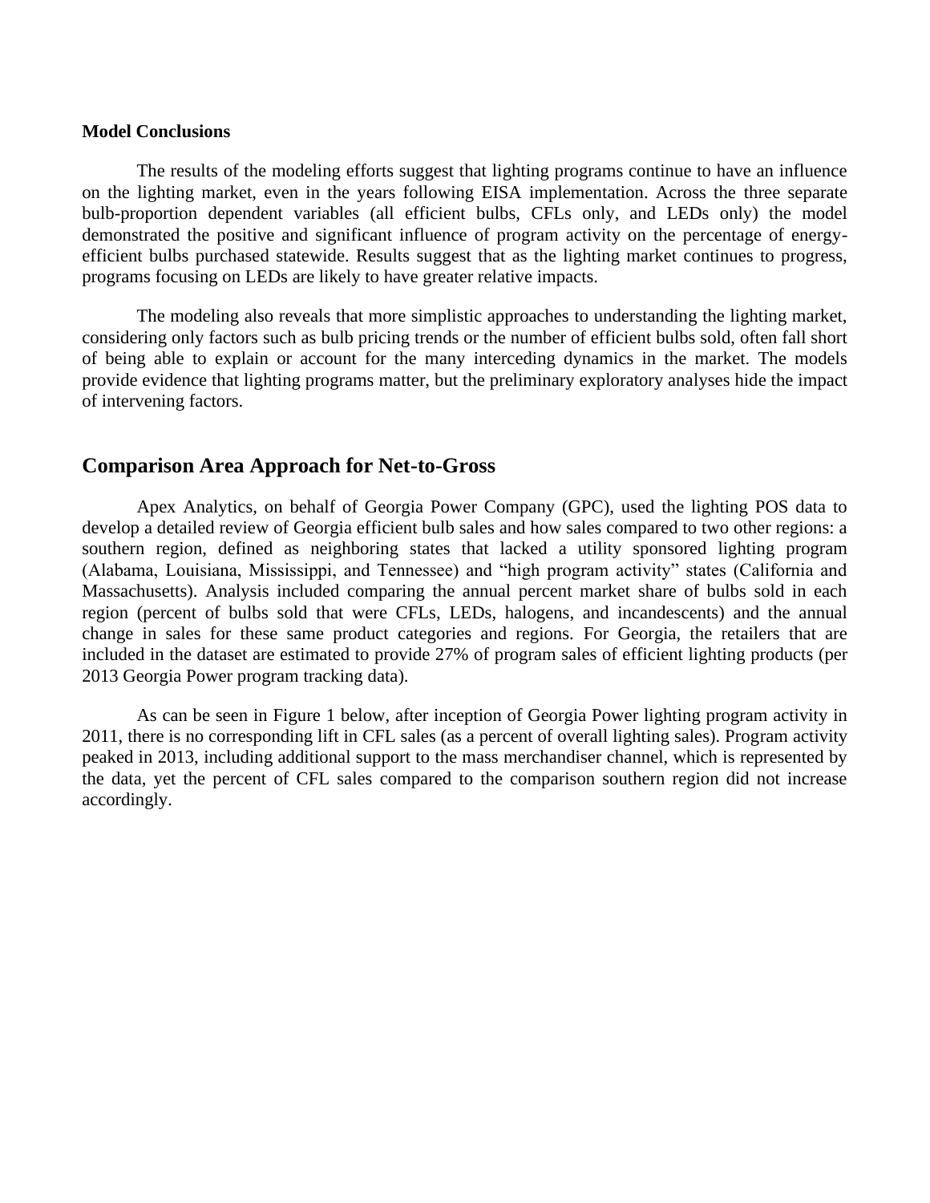**Model Conclusions**

The results of the modeling efforts suggest that lighting programs continue to have an influence on the lighting market, even in the years following EISA implementation. Across the three separate bulb-proportion dependent variables (all efficient bulbs, CFLs only, and LEDs only) the model demonstrated the positive and significant influence of program activity on the percentage of energy-efficient bulbs purchased statewide. Results suggest that as the lighting market continues to progress, programs focusing on LEDs are likely to have greater relative impacts.

The modeling also reveals that more simplistic approaches to understanding the lighting market, considering only factors such as bulb pricing trends or the number of efficient bulbs sold, often fall short of being able to explain or account for the many interceding dynamics in the market. The models provide evidence that lighting programs matter, but the preliminary exploratory analyses hide the impact of intervening factors.

## Comparison Area Approach for Net-to-Gross

Apex Analytics, on behalf of Georgia Power Company (GPC), used the lighting POS data to develop a detailed review of Georgia efficient bulb sales and how sales compared to two other regions: a southern region, defined as neighboring states that lacked a utility sponsored lighting program (Alabama, Louisiana, Mississippi, and Tennessee) and "high program activity" states (California and Massachusetts). Analysis included comparing the annual percent market share of bulbs sold in each region (percent of bulbs sold that were CFLs, LEDs, halogens, and incandescents) and the annual change in sales for these same product categories and regions. For Georgia, the retailers that are included in the dataset are estimated to provide 27% of program sales of efficient lighting products (per 2013 Georgia Power program tracking data).

As can be seen in Figure 1 below, after inception of Georgia Power lighting program activity in 2011, there is no corresponding lift in CFL sales (as a percent of overall lighting sales). Program activity peaked in 2013, including additional support to the mass merchandiser channel, which is represented by the data, yet the percent of CFL sales compared to the comparison southern region did not increase accordingly.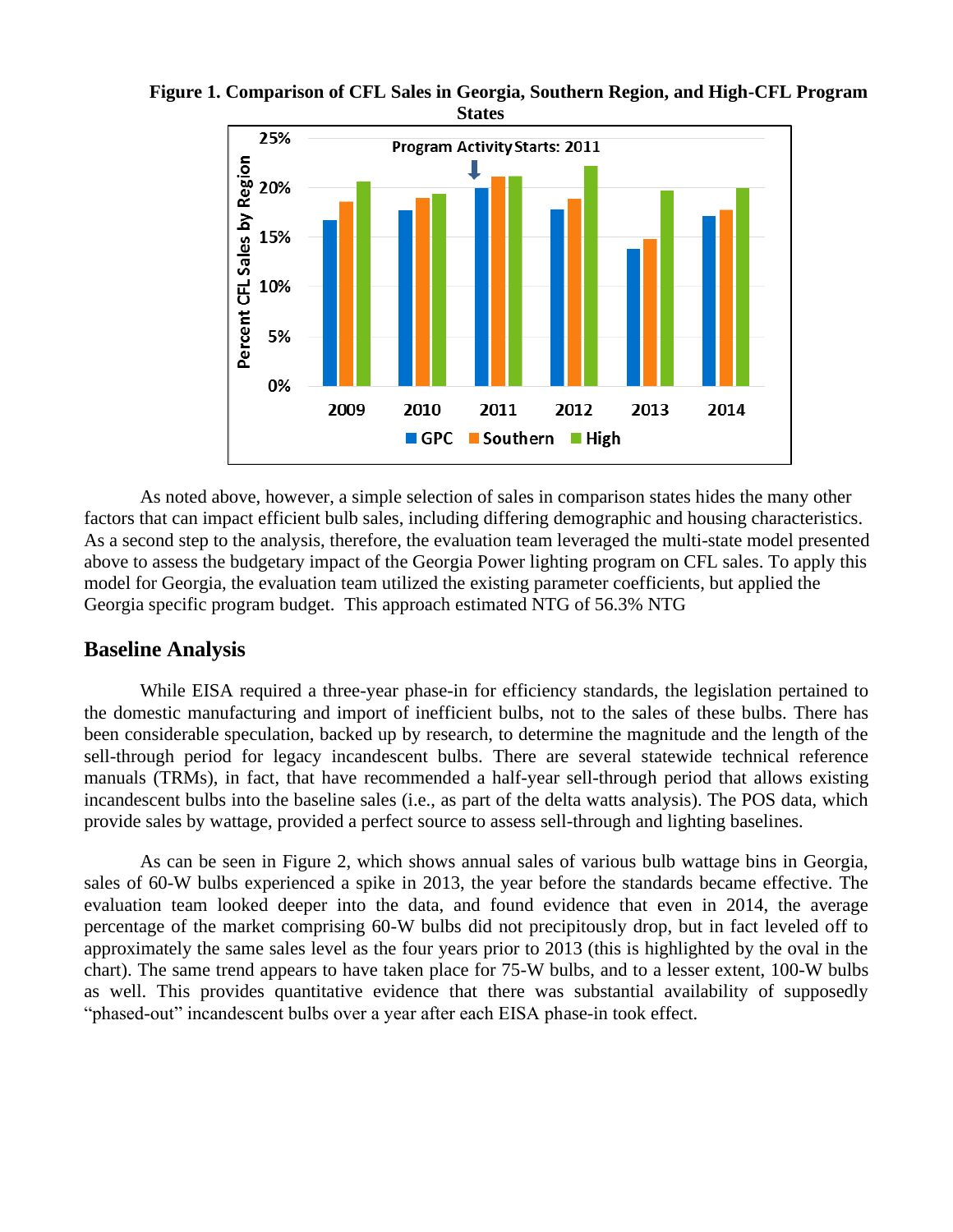**Figure 1. Comparison of CFL Sales in Georgia, Southern Region, and High-CFL Program States**

As noted above, however, a simple selection of sales in comparison states hides the many other factors that can impact efficient bulb sales, including differing demographic and housing characteristics. As a second step to the analysis, therefore, the evaluation team leveraged the multi-state model presented above to assess the budgetary impact of the Georgia Power lighting program on CFL sales. To apply this model for Georgia, the evaluation team utilized the existing parameter coefficients, but applied the Georgia specific program budget. This approach estimated NTG of 56.3% NTG

## Baseline Analysis

While EISA required a three-year phase-in for efficiency standards, the legislation pertained to the domestic manufacturing and import of inefficient bulbs, not to the sales of these bulbs. There has been considerable speculation, backed up by research, to determine the magnitude and the length of the sell-through period for legacy incandescent bulbs. There are several statewide technical reference manuals (TRMs), in fact, that have recommended a half-year sell-through period that allows existing incandescent bulbs into the baseline sales (i.e., as part of the delta watts analysis). The POS data, which provide sales by wattage, provided a perfect source to assess sell-through and lighting baselines.

As can be seen in Figure 2, which shows annual sales of various bulb wattage bins in Georgia, sales of 60-W bulbs experienced a spike in 2013, the year before the standards became effective. The evaluation team looked deeper into the data, and found evidence that even in 2014, the average percentage of the market comprising 60-W bulbs did not precipitously drop, but in fact leveled off to approximately the same sales level as the four years prior to 2013 (this is highlighted by the oval in the chart). The same trend appears to have taken place for 75-W bulbs, and to a lesser extent, 100-W bulbs as well. This provides quantitative evidence that there was substantial availability of supposedly "phased-out" incandescent bulbs over a year after each EISA phase-in took effect.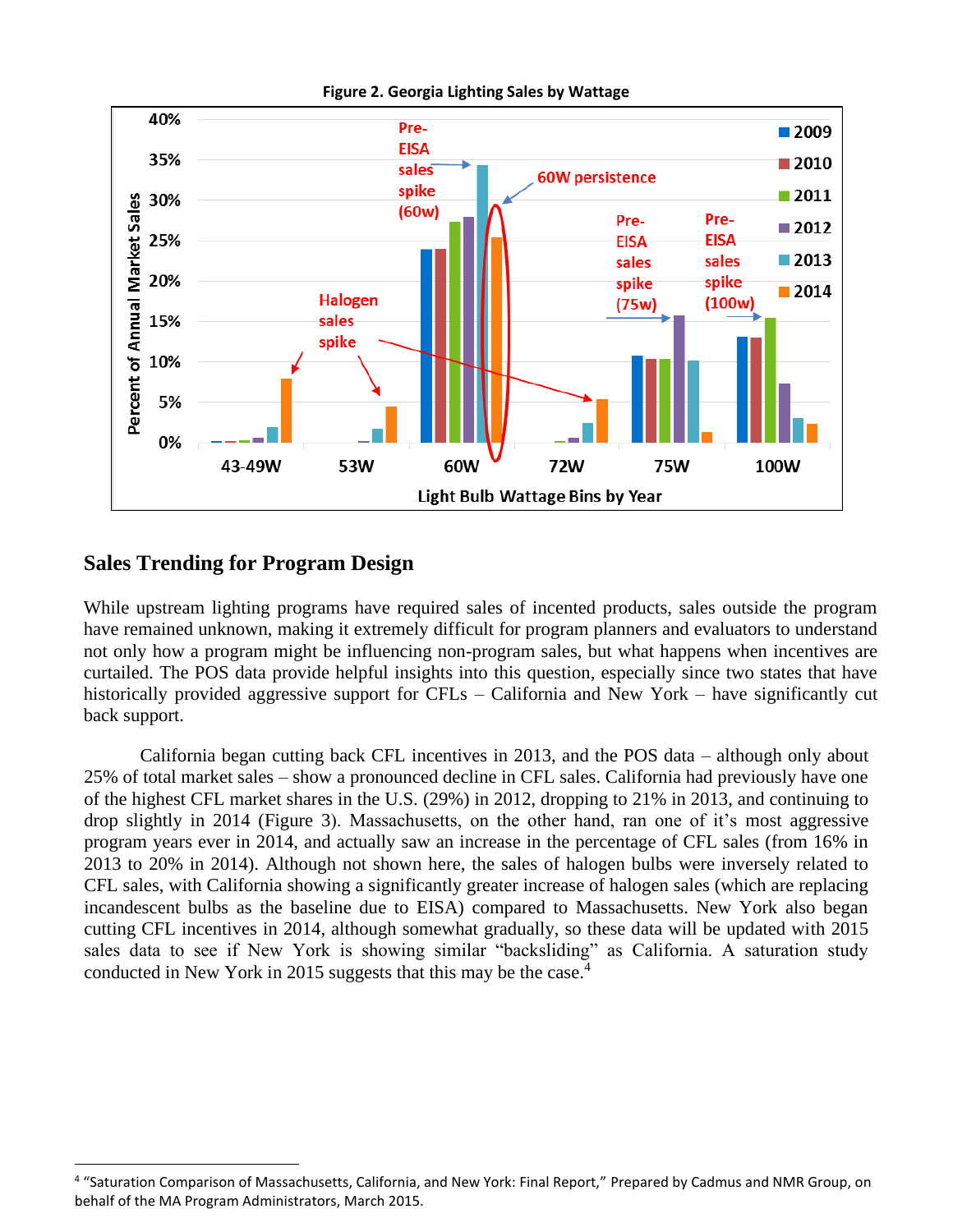**Figure 2. Georgia Lighting Sales by Wattage**

## Sales Trending for Program Design

While upstream lighting programs have required sales of incented products, sales outside the program have remained unknown, making it extremely difficult for program planners and evaluators to understand not only how a program might be influencing non-program sales, but what happens when incentives are curtailed. The POS data provide helpful insights into this question, especially since two states that have historically provided aggressive support for CFLs – California and New York – have significantly cut back support.

California began cutting back CFL incentives in 2013, and the POS data – although only about 25% of total market sales – show a pronounced decline in CFL sales. California had previously have one of the highest CFL market shares in the U.S. (29%) in 2012, dropping to 21% in 2013, and continuing to drop slightly in 2014 (Figure 3). Massachusetts, on the other hand, ran one of it's most aggressive program years ever in 2014, and actually saw an increase in the percentage of CFL sales (from 16% in 2013 to 20% in 2014). Although not shown here, the sales of halogen bulbs were inversely related to CFL sales, with California showing a significantly greater increase of halogen sales (which are replacing incandescent bulbs as the baseline due to EISA) compared to Massachusetts. New York also began cutting CFL incentives in 2014, although somewhat gradually, so these data will be updated with 2015 sales data to see if New York is showing similar "backsliding" as California. A saturation study conducted in New York in 2015 suggests that this may be the case.[4]

[4] "Saturation Comparison of Massachusetts, California, and New York: Final Report," Prepared by Cadmus and NMR Group, on behalf of the MA Program Administrators, March 2015.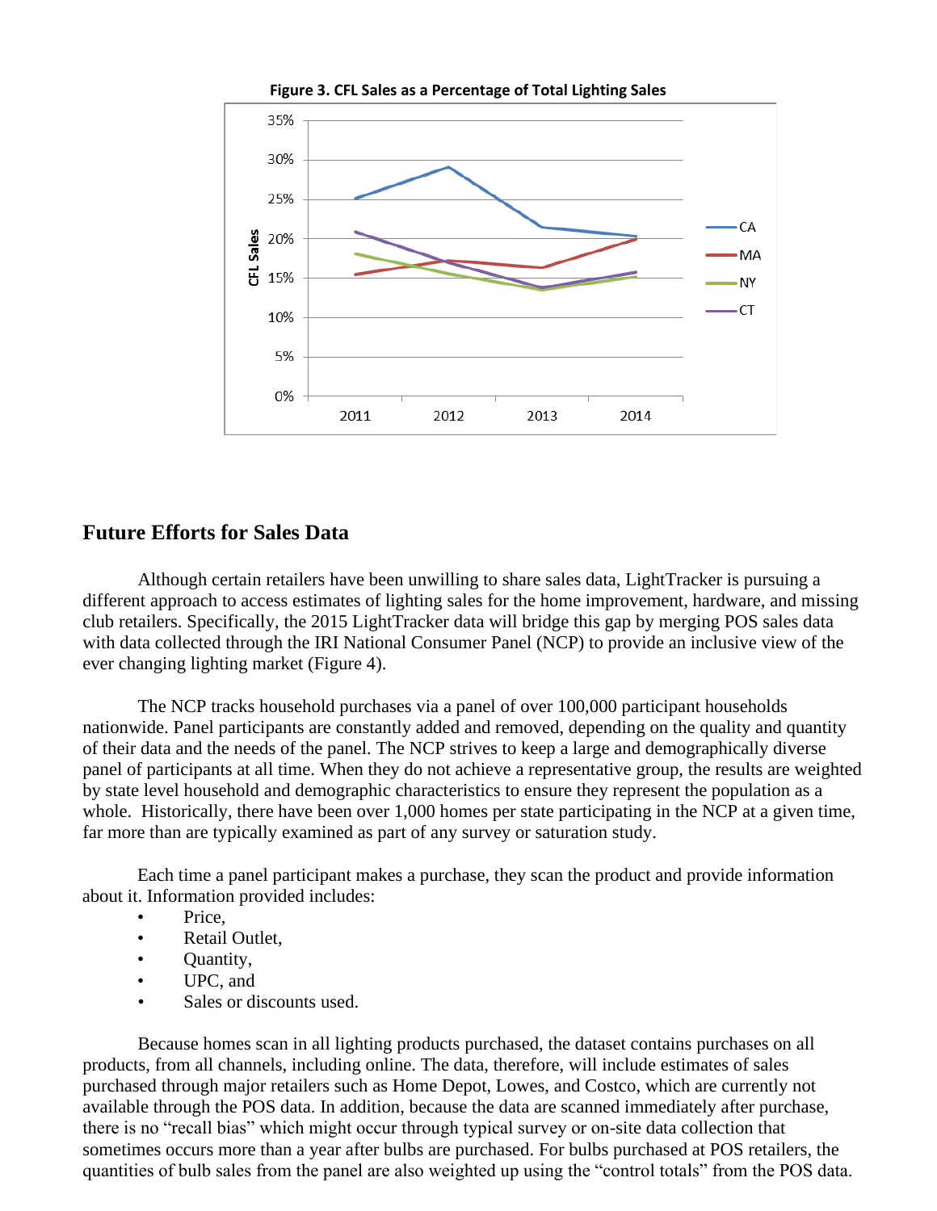**Figure 3. CFL Sales as a Percentage of Total Lighting Sales**

## Future Efforts for Sales Data

Although certain retailers have been unwilling to share sales data, LightTracker is pursuing a different approach to access estimates of lighting sales for the home improvement, hardware, and missing club retailers. Specifically, the 2015 LightTracker data will bridge this gap by merging POS sales data with data collected through the IRI National Consumer Panel (NCP) to provide an inclusive view of the ever changing lighting market (Figure 4).

The NCP tracks household purchases via a panel of over 100,000 participant households nationwide. Panel participants are constantly added and removed, depending on the quality and quantity of their data and the needs of the panel. The NCP strives to keep a large and demographically diverse panel of participants at all time. When they do not achieve a representative group, the results are weighted by state level household and demographic characteristics to ensure they represent the population as a whole. Historically, there have been over 1,000 homes per state participating in the NCP at a given time, far more than are typically examined as part of any survey or saturation study.

Each time a panel participant makes a purchase, they scan the product and provide information about it. Information provided includes:

- Price,
- Retail Outlet,
- Quantity,
- UPC, and
- Sales or discounts used.

Because homes scan in all lighting products purchased, the dataset contains purchases on all products, from all channels, including online. The data, therefore, will include estimates of sales purchased through major retailers such as Home Depot, Lowes, and Costco, which are currently not available through the POS data. In addition, because the data are scanned immediately after purchase, there is no "recall bias" which might occur through typical survey or on-site data collection that sometimes occurs more than a year after bulbs are purchased. For bulbs purchased at POS retailers, the quantities of bulb sales from the panel are also weighted up using the "control totals" from the POS data.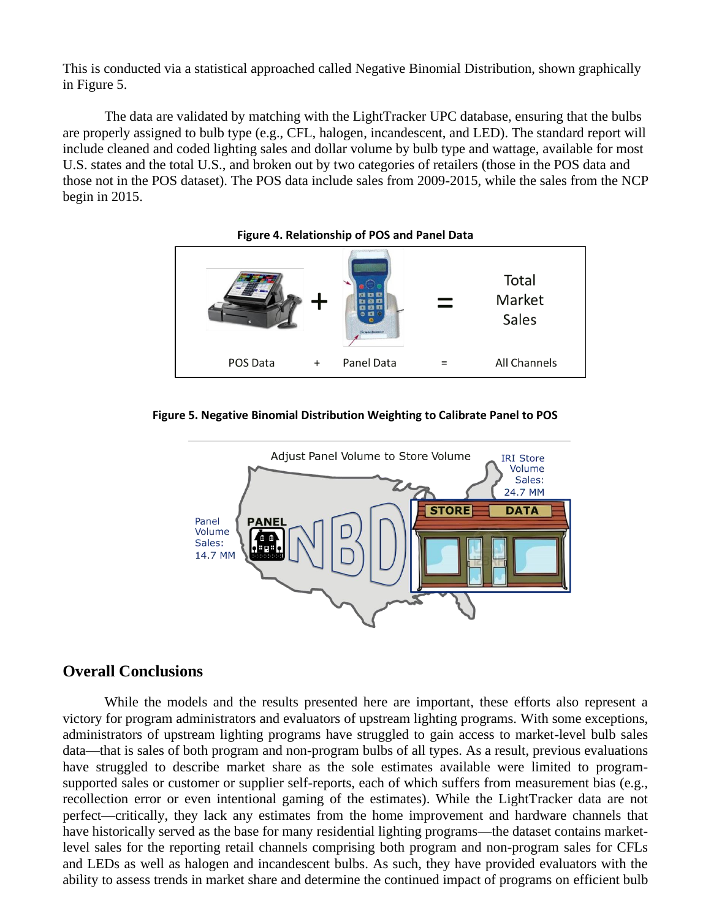This is conducted via a statistical approached called Negative Binomial Distribution, shown graphically in Figure 5.

The data are validated by matching with the LightTracker UPC database, ensuring that the bulbs are properly assigned to bulb type (e.g., CFL, halogen, incandescent, and LED). The standard report will include cleaned and coded lighting sales and dollar volume by bulb type and wattage, available for most U.S. states and the total U.S., and broken out by two categories of retailers (those in the POS data and those not in the POS dataset). The POS data include sales from 2009-2015, while the sales from the NCP begin in 2015.

**Figure 4. Relationship of POS and Panel Data**

**Figure 5. Negative Binomial Distribution Weighting to Calibrate Panel to POS**

## Overall Conclusions

While the models and the results presented here are important, these efforts also represent a victory for program administrators and evaluators of upstream lighting programs. With some exceptions, administrators of upstream lighting programs have struggled to gain access to market-level bulb sales data—that is sales of both program and non-program bulbs of all types. As a result, previous evaluations have struggled to describe market share as the sole estimates available were limited to program-supported sales or customer or supplier self-reports, each of which suffers from measurement bias (e.g., recollection error or even intentional gaming of the estimates). While the LightTracker data are not perfect—critically, they lack any estimates from the home improvement and hardware channels that have historically served as the base for many residential lighting programs—the dataset contains market-level sales for the reporting retail channels comprising both program and non-program sales for CFLs and LEDs as well as halogen and incandescent bulbs. As such, they have provided evaluators with the ability to assess trends in market share and determine the continued impact of programs on efficient bulb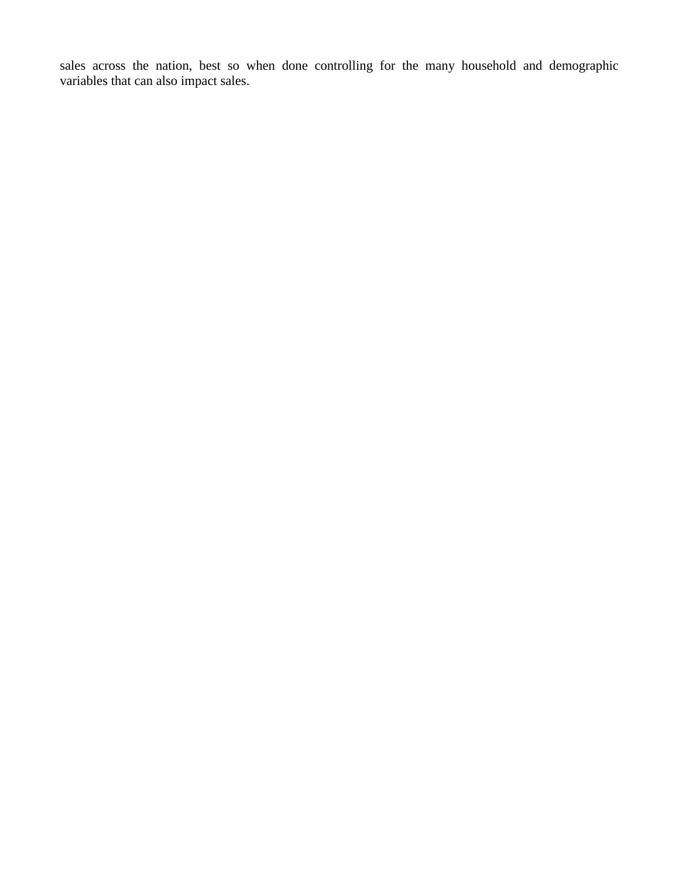sales across the nation, best so when done controlling for the many household and demographic variables that can also impact sales.